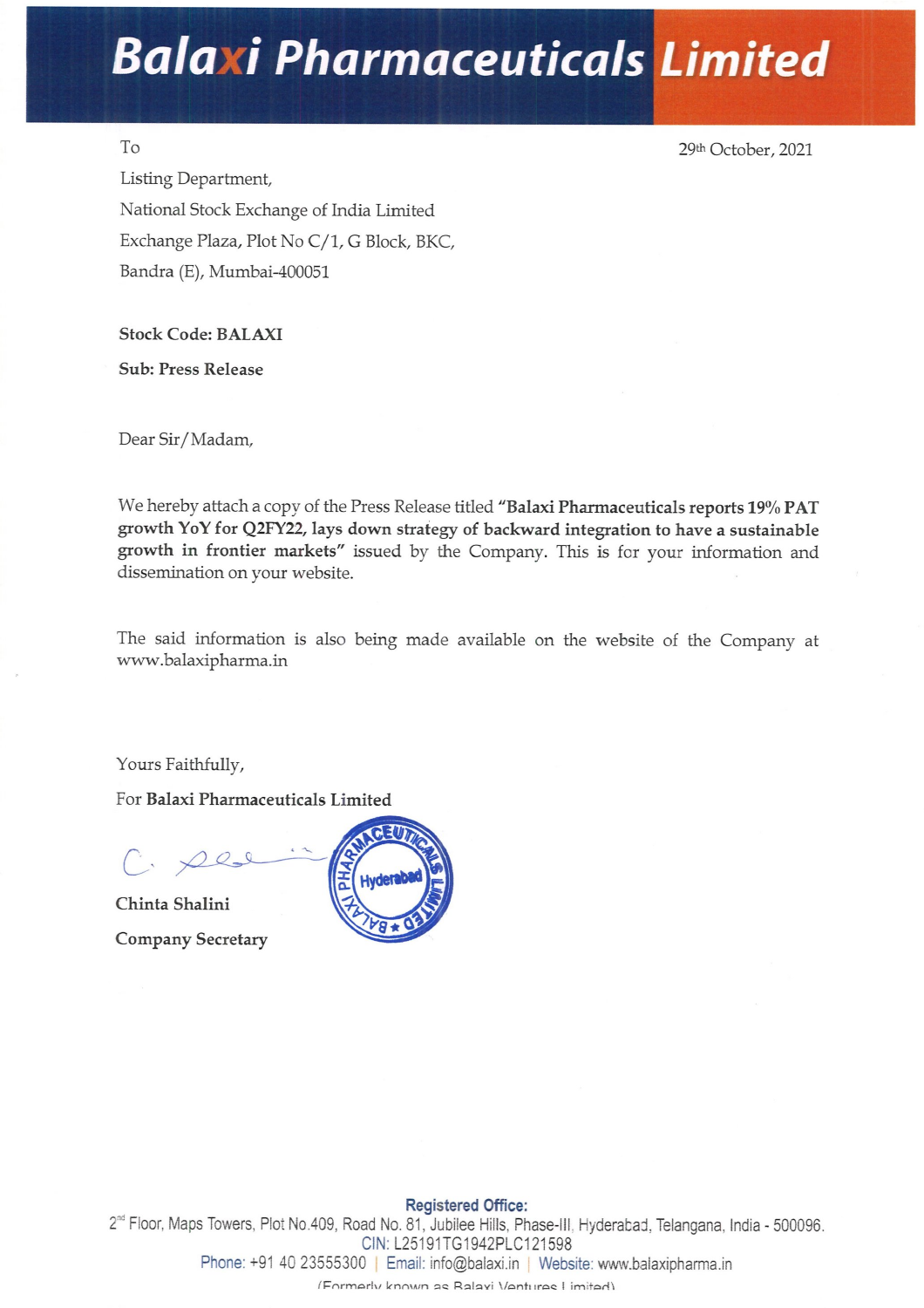# Balaxi Pharmaceuticals Limited

To

29th October, 2021

Listing Department,

National Stock Exchange of India Limited

Exchange Plaza, Plot No C/1, G Block, BKC,

Bandra (E), Mumbai-400051

**Stock Code: BALAXI**

**Sub: Press Release**

Dear Sir/Madam,

We hereby attach a copy of the Press Release titled **"Balaxi Pharmaceuticals reports 19% PAT growth YoY for Q2FY22, lays down strategy of backward integration to have a sustainable growth in frontier markets"** issued by the Company. This is for your information and dissemination on your website.

The said information is also being made available on the website of the Company at www.balaxipharma.in

Yours Faithfully,

For **Balaxi Pharmaceuticals Limited**

**Chinta Shalini**

**Company Secretary**

**Registered Office:**
2nd Floor, Maps Towers, Plot No.409, Road No. 81, Jubilee Hills, Phase-III, Hyderabad, Telangana, India - 500096.
CIN: L25191TG1942PLC121598
Phone: +91 40 23555300 | Email: info@balaxi.in | Website: www.balaxipharma.in
(Formerly known as Balaxi Ventures Limited)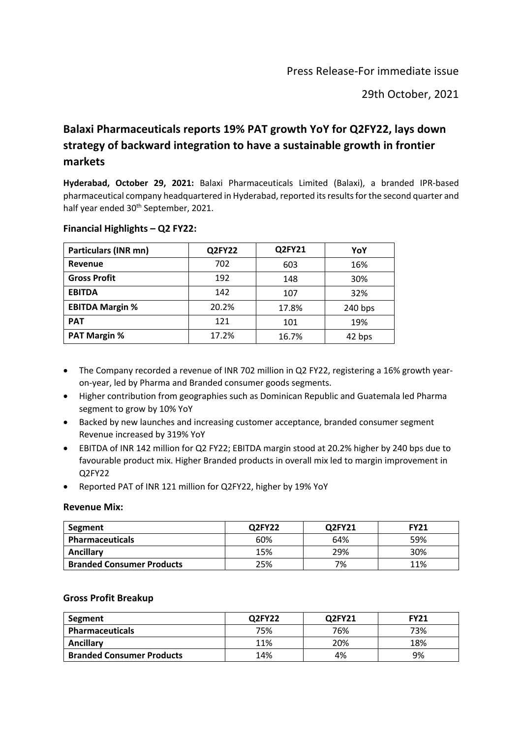Press Release-For immediate issue

29th October, 2021

## Balaxi Pharmaceuticals reports 19% PAT growth YoY for Q2FY22, lays down strategy of backward integration to have a sustainable growth in frontier markets

**Hyderabad, October 29, 2021:** Balaxi Pharmaceuticals Limited (Balaxi), a branded IPR-based pharmaceutical company headquartered in Hyderabad, reported its results for the second quarter and half year ended 30th September, 2021.

### Financial Highlights – Q2 FY22:

| Particulars (INR mn) | Q2FY22 | Q2FY21 | YoY |
|---|---|---|---|
| **Revenue** | 702 | 603 | 16% |
| **Gross Profit** | 192 | 148 | 30% |
| **EBITDA** | 142 | 107 | 32% |
| **EBITDA Margin %** | 20.2% | 17.8% | 240 bps |
| **PAT** | 121 | 101 | 19% |
| **PAT Margin %** | 17.2% | 16.7% | 42 bps |

- The Company recorded a revenue of INR 702 million in Q2 FY22, registering a 16% growth year-on-year, led by Pharma and Branded consumer goods segments.
- Higher contribution from geographies such as Dominican Republic and Guatemala led Pharma segment to grow by 10% YoY
- Backed by new launches and increasing customer acceptance, branded consumer segment Revenue increased by 319% YoY
- EBITDA of INR 142 million for Q2 FY22; EBITDA margin stood at 20.2% higher by 240 bps due to favourable product mix. Higher Branded products in overall mix led to margin improvement in Q2FY22
- Reported PAT of INR 121 million for Q2FY22, higher by 19% YoY

### Revenue Mix:

| Segment | Q2FY22 | Q2FY21 | FY21 |
|---|---|---|---|
| **Pharmaceuticals** | 60% | 64% | 59% |
| **Ancillary** | 15% | 29% | 30% |
| **Branded Consumer Products** | 25% | 7% | 11% |

### Gross Profit Breakup

| Segment | Q2FY22 | Q2FY21 | FY21 |
|---|---|---|---|
| **Pharmaceuticals** | 75% | 76% | 73% |
| **Ancillary** | 11% | 20% | 18% |
| **Branded Consumer Products** | 14% | 4% | 9% |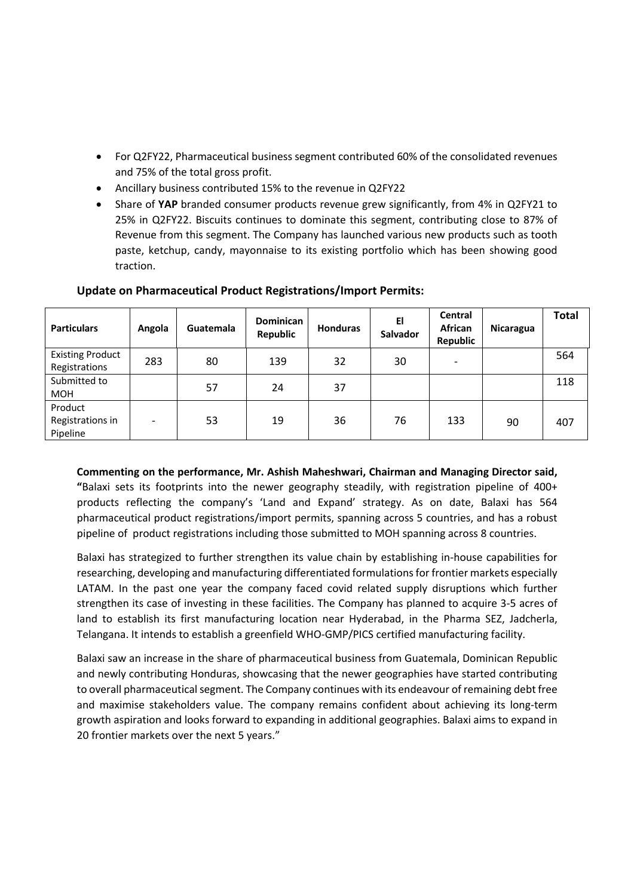- For Q2FY22, Pharmaceutical business segment contributed 60% of the consolidated revenues and 75% of the total gross profit.
- Ancillary business contributed 15% to the revenue in Q2FY22
- Share of **YAP** branded consumer products revenue grew significantly, from 4% in Q2FY21 to 25% in Q2FY22. Biscuits continues to dominate this segment, contributing close to 87% of Revenue from this segment. The Company has launched various new products such as tooth paste, ketchup, candy, mayonnaise to its existing portfolio which has been showing good traction.

### Update on Pharmaceutical Product Registrations/Import Permits:

| Particulars | Angola | Guatemala | Dominican Republic | Honduras | El Salvador | Central African Republic | Nicaragua | Total |
|---|---|---|---|---|---|---|---|---|
| Existing Product Registrations | 283 | 80 | 139 | 32 | 30 | - | | 564 |
| Submitted to MOH | | 57 | 24 | 37 | | | | 118 |
| Product Registrations in Pipeline | - | 53 | 19 | 36 | 76 | 133 | 90 | 407 |

**Commenting on the performance, Mr. Ashish Maheshwari, Chairman and Managing Director said, "**Balaxi sets its footprints into the newer geography steadily, with registration pipeline of 400+ products reflecting the company's 'Land and Expand' strategy. As on date, Balaxi has 564 pharmaceutical product registrations/import permits, spanning across 5 countries, and has a robust pipeline of product registrations including those submitted to MOH spanning across 8 countries.

Balaxi has strategized to further strengthen its value chain by establishing in-house capabilities for researching, developing and manufacturing differentiated formulations for frontier markets especially LATAM. In the past one year the company faced covid related supply disruptions which further strengthen its case of investing in these facilities. The Company has planned to acquire 3-5 acres of land to establish its first manufacturing location near Hyderabad, in the Pharma SEZ, Jadcherla, Telangana. It intends to establish a greenfield WHO-GMP/PICS certified manufacturing facility.

Balaxi saw an increase in the share of pharmaceutical business from Guatemala, Dominican Republic and newly contributing Honduras, showcasing that the newer geographies have started contributing to overall pharmaceutical segment. The Company continues with its endeavour of remaining debt free and maximise stakeholders value. The company remains confident about achieving its long-term growth aspiration and looks forward to expanding in additional geographies. Balaxi aims to expand in 20 frontier markets over the next 5 years."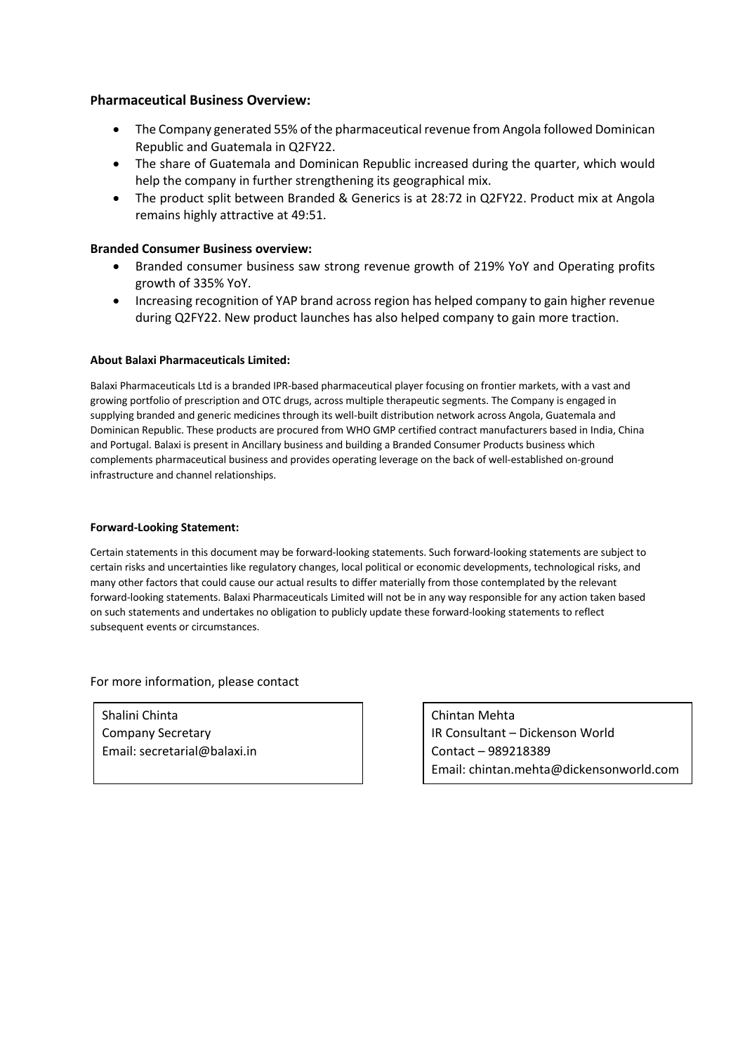### Pharmaceutical Business Overview:

- The Company generated 55% of the pharmaceutical revenue from Angola followed Dominican Republic and Guatemala in Q2FY22.
- The share of Guatemala and Dominican Republic increased during the quarter, which would help the company in further strengthening its geographical mix.
- The product split between Branded & Generics is at 28:72 in Q2FY22. Product mix at Angola remains highly attractive at 49:51.

### Branded Consumer Business overview:

- Branded consumer business saw strong revenue growth of 219% YoY and Operating profits growth of 335% YoY.
- Increasing recognition of YAP brand across region has helped company to gain higher revenue during Q2FY22. New product launches has also helped company to gain more traction.

**About Balaxi Pharmaceuticals Limited:**

Balaxi Pharmaceuticals Ltd is a branded IPR-based pharmaceutical player focusing on frontier markets, with a vast and growing portfolio of prescription and OTC drugs, across multiple therapeutic segments. The Company is engaged in supplying branded and generic medicines through its well-built distribution network across Angola, Guatemala and Dominican Republic. These products are procured from WHO GMP certified contract manufacturers based in India, China and Portugal. Balaxi is present in Ancillary business and building a Branded Consumer Products business which complements pharmaceutical business and provides operating leverage on the back of well-established on-ground infrastructure and channel relationships.

**Forward-Looking Statement:**

Certain statements in this document may be forward-looking statements. Such forward-looking statements are subject to certain risks and uncertainties like regulatory changes, local political or economic developments, technological risks, and many other factors that could cause our actual results to differ materially from those contemplated by the relevant forward-looking statements. Balaxi Pharmaceuticals Limited will not be in any way responsible for any action taken based on such statements and undertakes no obligation to publicly update these forward-looking statements to reflect subsequent events or circumstances.

For more information, please contact

Shalini Chinta
Company Secretary
Email: secretarial@balaxi.in

Chintan Mehta
IR Consultant – Dickenson World
Contact – 989218389
Email: chintan.mehta@dickensonworld.com